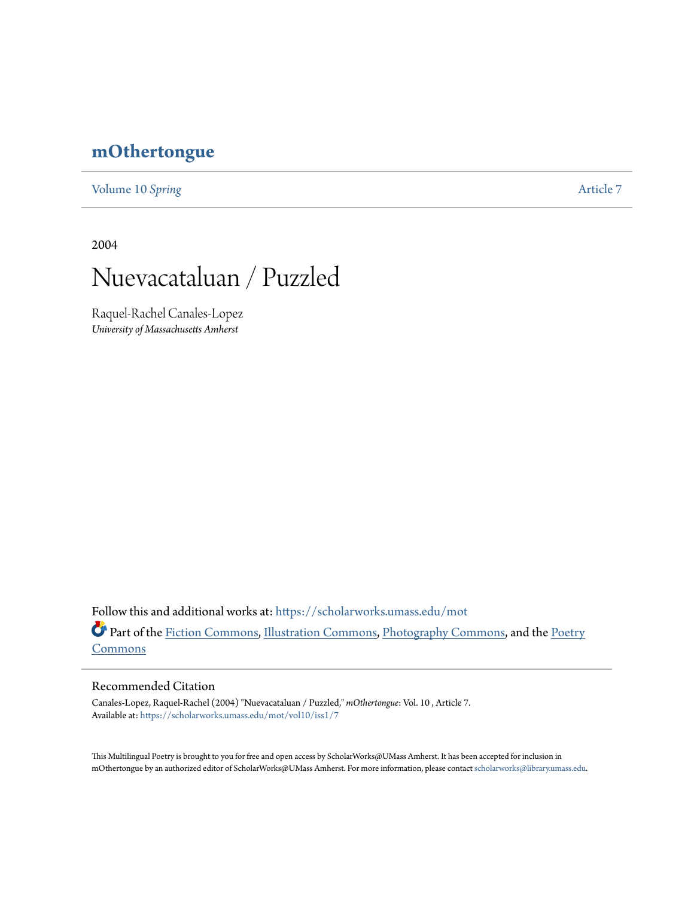# mOthertongue

Volume 10 *Spring* Article 7

2004

# Nuevacataluan / Puzzled

Raquel-Rachel Canales-Lopez
*University of Massachusetts Amherst*

Follow this and additional works at: https://scholarworks.umass.edu/mot

Part of the Fiction Commons, Illustration Commons, Photography Commons, and the Poetry Commons

## Recommended Citation

Canales-Lopez, Raquel-Rachel (2004) "Nuevacataluan / Puzzled," *mOthertongue*: Vol. 10 , Article 7.
Available at: https://scholarworks.umass.edu/mot/vol10/iss1/7

This Multilingual Poetry is brought to you for free and open access by ScholarWorks@UMass Amherst. It has been accepted for inclusion in mOthertongue by an authorized editor of ScholarWorks@UMass Amherst. For more information, please contact scholarworks@library.umass.edu.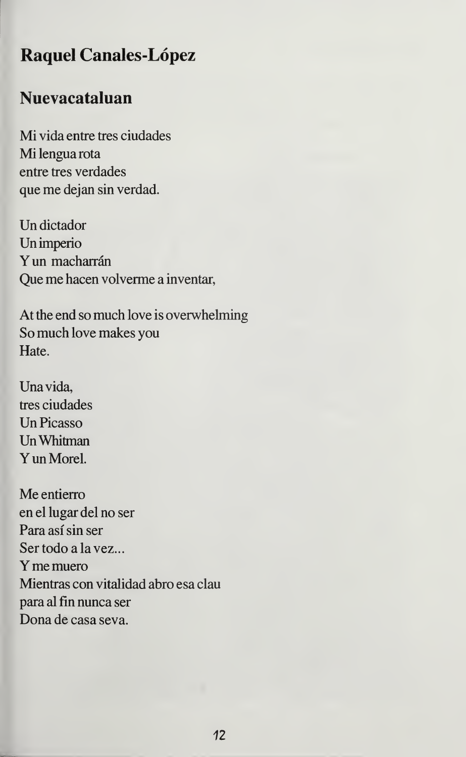## Raquel Canales-López

### Nuevacataluan

Mi vida entre tres ciudades  
Mi lengua rota  
entre tres verdades  
que me dejan sin verdad.

Un dictador  
Un imperio  
Y un macharrán  
Que me hacen volverme a inventar,

At the end so much love is overwhelming  
So much love makes you  
Hate.

Una vida,  
tres ciudades  
Un Picasso  
Un Whitman  
Y un Morel.

Me entierro  
en el lugar del no ser  
Para así sin ser  
Ser todo a la vez...  
Y me muero  
Mientras con vitalidad abro esa clau  
para al fin nunca ser  
Dona de casa seva.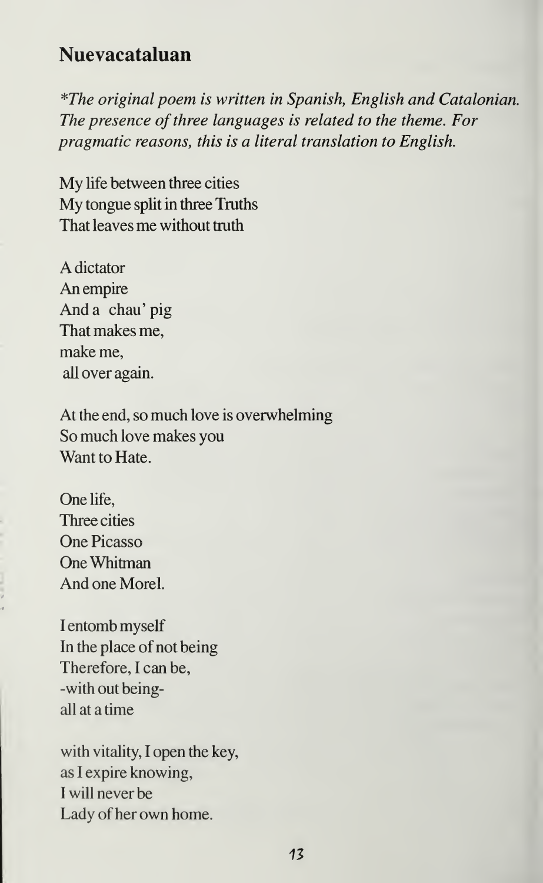## Nuevacataluan

*\*The original poem is written in Spanish, English and Catalonian. The presence of three languages is related to the theme. For pragmatic reasons, this is a literal translation to English.*

My life between three cities  
My tongue split in three Truths  
That leaves me without truth

A dictator  
An empire  
And a chau' pig  
That makes me,  
make me,  
all over again.

At the end, so much love is overwhelming  
So much love makes you  
Want to Hate.

One life,  
Three cities  
One Picasso  
One Whitman  
And one Morel.

I entomb myself  
In the place of not being  
Therefore, I can be,  
-with out being-  
all at a time

with vitality, I open the key,  
as I expire knowing,  
I will never be  
Lady of her own home.